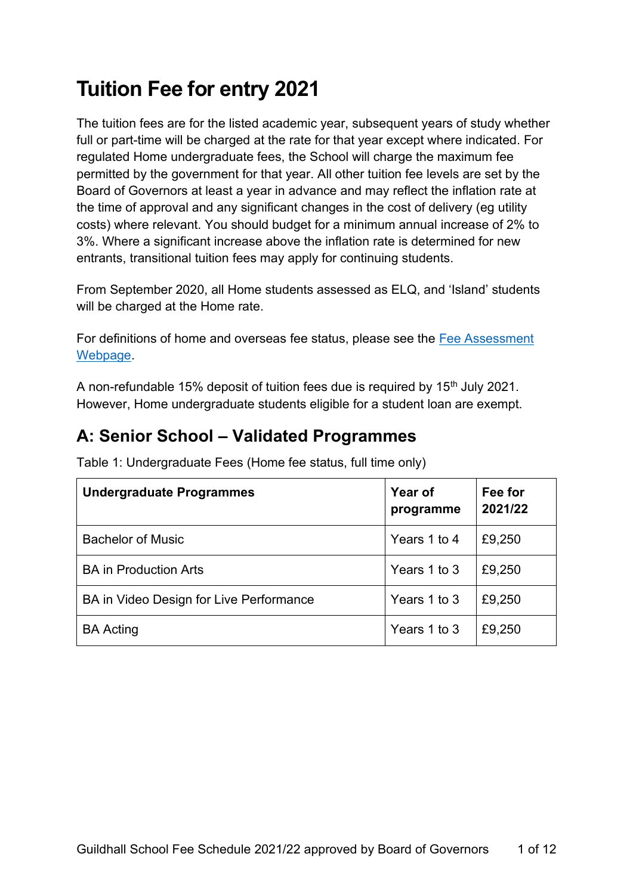# Tuition Fee for entry 2021

The tuition fees are for the listed academic year, subsequent years of study whether full or part-time will be charged at the rate for that year except where indicated. For regulated Home undergraduate fees, the School will charge the maximum fee permitted by the government for that year. All other tuition fee levels are set by the Board of Governors at least a year in advance and may reflect the inflation rate at the time of approval and any significant changes in the cost of delivery (eg utility costs) where relevant. You should budget for a minimum annual increase of 2% to 3%. Where a significant increase above the inflation rate is determined for new entrants, transitional tuition fees may apply for continuing students.

From September 2020, all Home students assessed as ELQ, and 'Island' students will be charged at the Home rate.

For definitions of home and overseas fee status, please see the [Fee Assessment Webpage].

A non-refundable 15% deposit of tuition fees due is required by 15th July 2021. However, Home undergraduate students eligible for a student loan are exempt.

## A: Senior School – Validated Programmes

Table 1: Undergraduate Fees (Home fee status, full time only)

| Undergraduate Programmes | Year of programme | Fee for 2021/22 |
|---|---|---|
| Bachelor of Music | Years 1 to 4 | £9,250 |
| BA in Production Arts | Years 1 to 3 | £9,250 |
| BA in Video Design for Live Performance | Years 1 to 3 | £9,250 |
| BA Acting | Years 1 to 3 | £9,250 |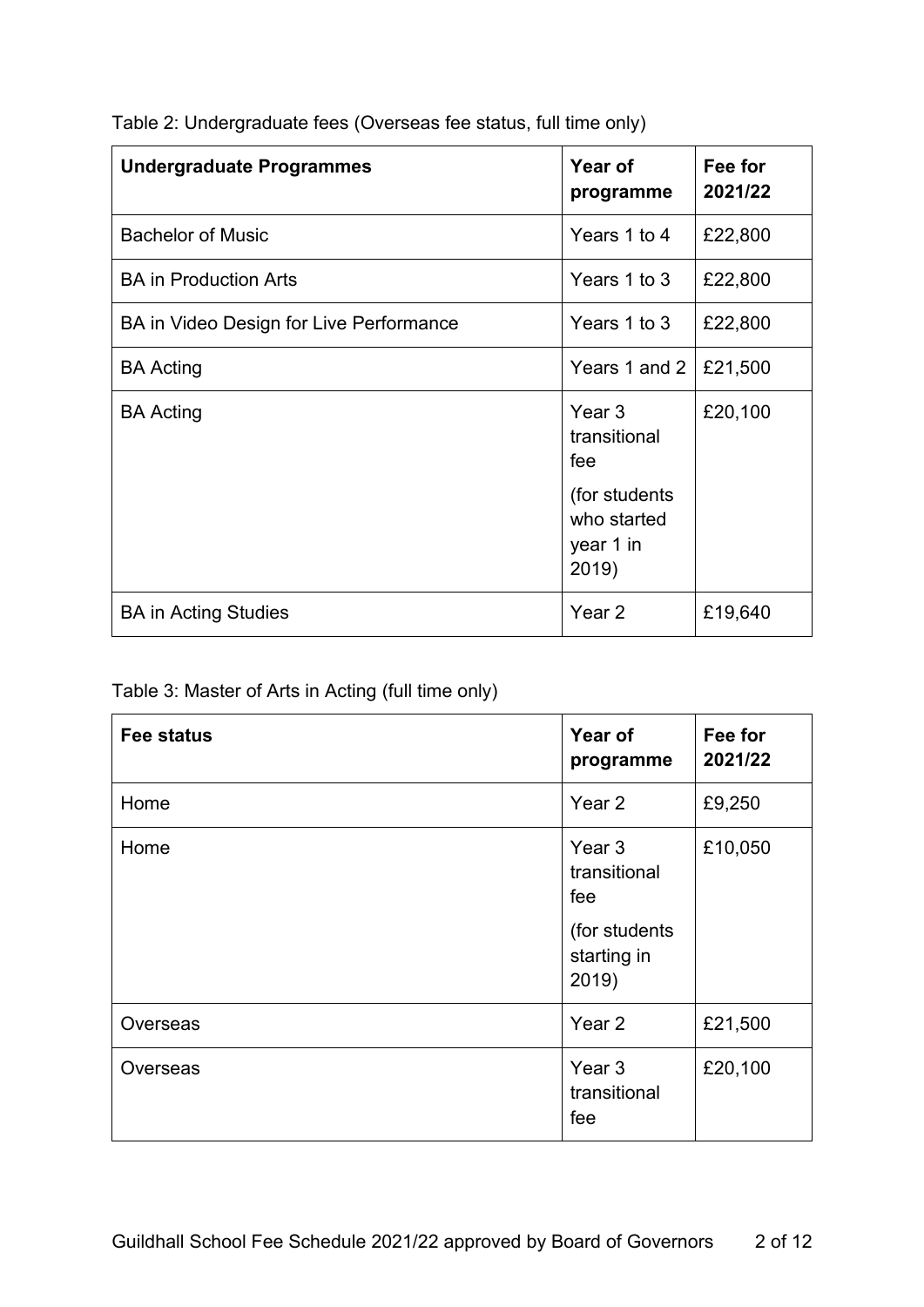Table 2: Undergraduate fees (Overseas fee status, full time only)

| Undergraduate Programmes | Year of programme | Fee for 2021/22 |
|---|---|---|
| Bachelor of Music | Years 1 to 4 | £22,800 |
| BA in Production Arts | Years 1 to 3 | £22,800 |
| BA in Video Design for Live Performance | Years 1 to 3 | £22,800 |
| BA Acting | Years 1 and 2 | £21,500 |
| BA Acting | Year 3 transitional fee (for students who started year 1 in 2019) | £20,100 |
| BA in Acting Studies | Year 2 | £19,640 |

Table 3: Master of Arts in Acting (full time only)

| Fee status | Year of programme | Fee for 2021/22 |
|---|---|---|
| Home | Year 2 | £9,250 |
| Home | Year 3 transitional fee (for students starting in 2019) | £10,050 |
| Overseas | Year 2 | £21,500 |
| Overseas | Year 3 transitional fee | £20,100 |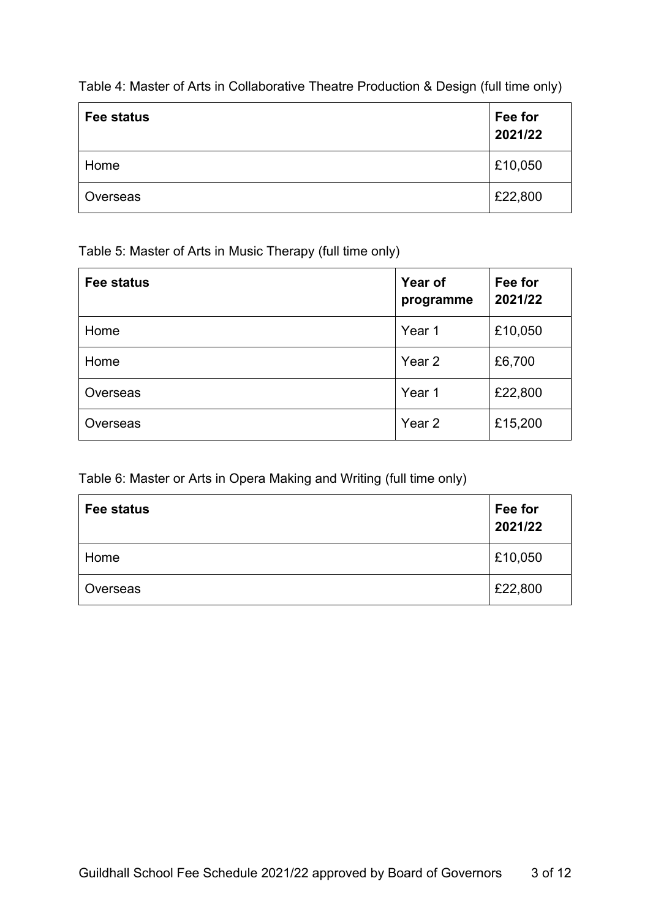Table 4: Master of Arts in Collaborative Theatre Production & Design (full time only)

| Fee status | Fee for 2021/22 |
|---|---|
| Home | £10,050 |
| Overseas | £22,800 |

Table 5: Master of Arts in Music Therapy (full time only)

| Fee status | Year of programme | Fee for 2021/22 |
|---|---|---|
| Home | Year 1 | £10,050 |
| Home | Year 2 | £6,700 |
| Overseas | Year 1 | £22,800 |
| Overseas | Year 2 | £15,200 |

Table 6: Master or Arts in Opera Making and Writing (full time only)

| Fee status | Fee for 2021/22 |
|---|---|
| Home | £10,050 |
| Overseas | £22,800 |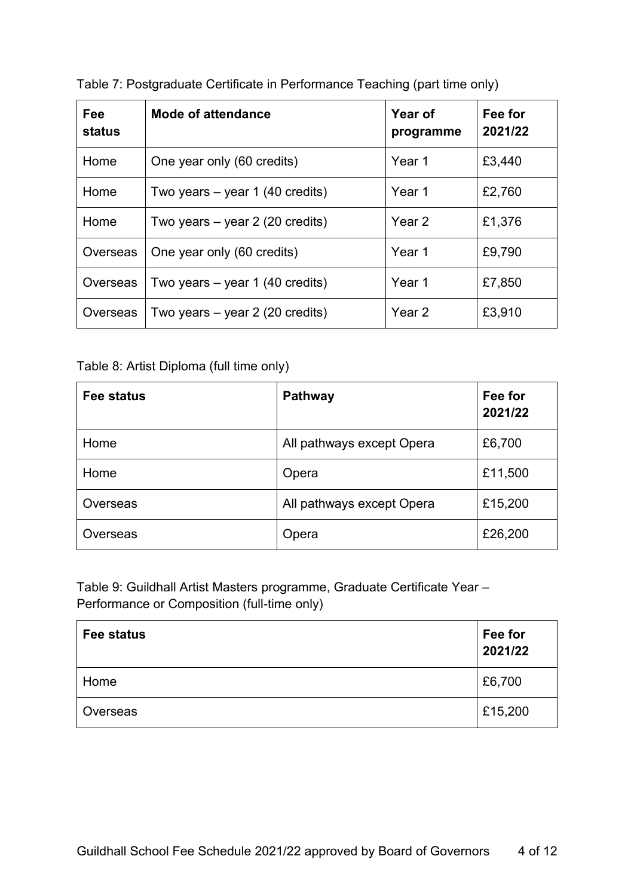Table 7: Postgraduate Certificate in Performance Teaching (part time only)

| Fee status | Mode of attendance | Year of programme | Fee for 2021/22 |
|---|---|---|---|
| Home | One year only (60 credits) | Year 1 | £3,440 |
| Home | Two years – year 1 (40 credits) | Year 1 | £2,760 |
| Home | Two years – year 2 (20 credits) | Year 2 | £1,376 |
| Overseas | One year only (60 credits) | Year 1 | £9,790 |
| Overseas | Two years – year 1 (40 credits) | Year 1 | £7,850 |
| Overseas | Two years – year 2 (20 credits) | Year 2 | £3,910 |

Table 8: Artist Diploma (full time only)

| Fee status | Pathway | Fee for 2021/22 |
|---|---|---|
| Home | All pathways except Opera | £6,700 |
| Home | Opera | £11,500 |
| Overseas | All pathways except Opera | £15,200 |
| Overseas | Opera | £26,200 |

Table 9: Guildhall Artist Masters programme, Graduate Certificate Year – Performance or Composition (full-time only)

| Fee status | Fee for 2021/22 |
|---|---|
| Home | £6,700 |
| Overseas | £15,200 |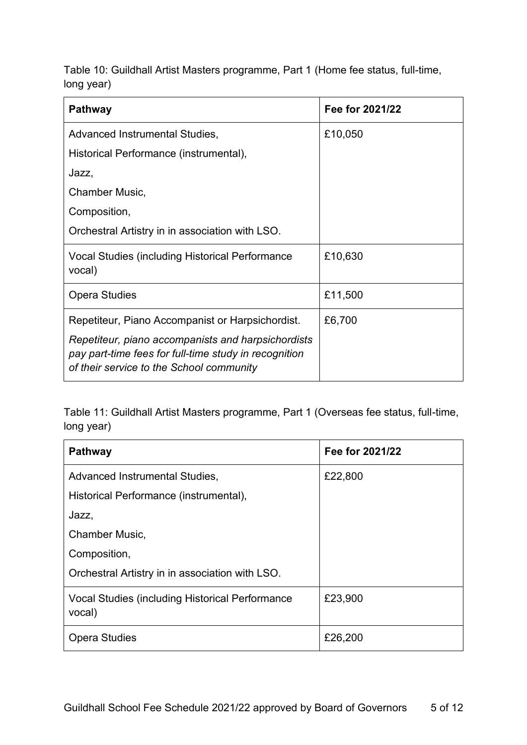Table 10: Guildhall Artist Masters programme, Part 1 (Home fee status, full-time, long year)

| Pathway | Fee for 2021/22 |
| --- | --- |
| Advanced Instrumental Studies,<br>Historical Performance (instrumental),<br>Jazz,<br>Chamber Music,<br>Composition,<br>Orchestral Artistry in in association with LSO. | £10,050 |
| Vocal Studies (including Historical Performance vocal) | £10,630 |
| Opera Studies | £11,500 |
| Repetiteur, Piano Accompanist or Harpsichordist.<br>*Repetiteur, piano accompanists and harpsichordists pay part-time fees for full-time study in recognition of their service to the School community* | £6,700 |

Table 11: Guildhall Artist Masters programme, Part 1 (Overseas fee status, full-time, long year)

| Pathway | Fee for 2021/22 |
| --- | --- |
| Advanced Instrumental Studies,<br>Historical Performance (instrumental),<br>Jazz,<br>Chamber Music,<br>Composition,<br>Orchestral Artistry in in association with LSO. | £22,800 |
| Vocal Studies (including Historical Performance vocal) | £23,900 |
| Opera Studies | £26,200 |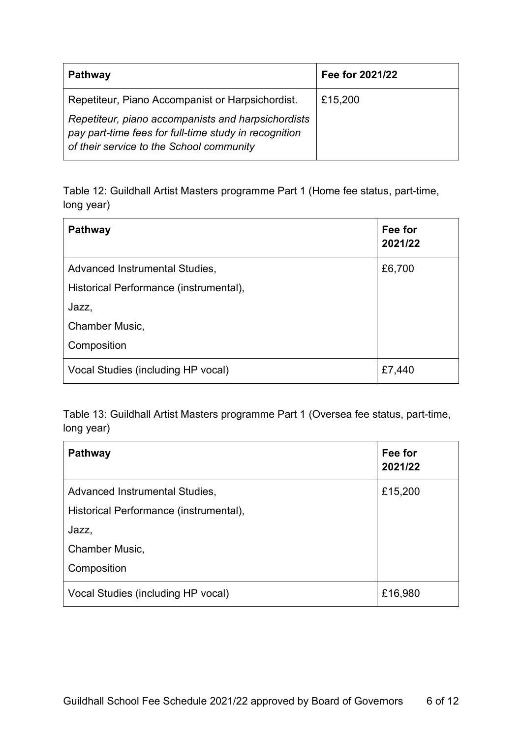| Pathway | Fee for 2021/22 |
| --- | --- |
| Repetiteur, Piano Accompanist or Harpsichordist. *Repetiteur, piano accompanists and harpsichordists pay part-time fees for full-time study in recognition of their service to the School community* | £15,200 |

Table 12: Guildhall Artist Masters programme Part 1 (Home fee status, part-time, long year)

| Pathway | Fee for 2021/22 |
| --- | --- |
| Advanced Instrumental Studies, Historical Performance (instrumental), Jazz, Chamber Music, Composition | £6,700 |
| Vocal Studies (including HP vocal) | £7,440 |

Table 13: Guildhall Artist Masters programme Part 1 (Oversea fee status, part-time, long year)

| Pathway | Fee for 2021/22 |
| --- | --- |
| Advanced Instrumental Studies, Historical Performance (instrumental), Jazz, Chamber Music, Composition | £15,200 |
| Vocal Studies (including HP vocal) | £16,980 |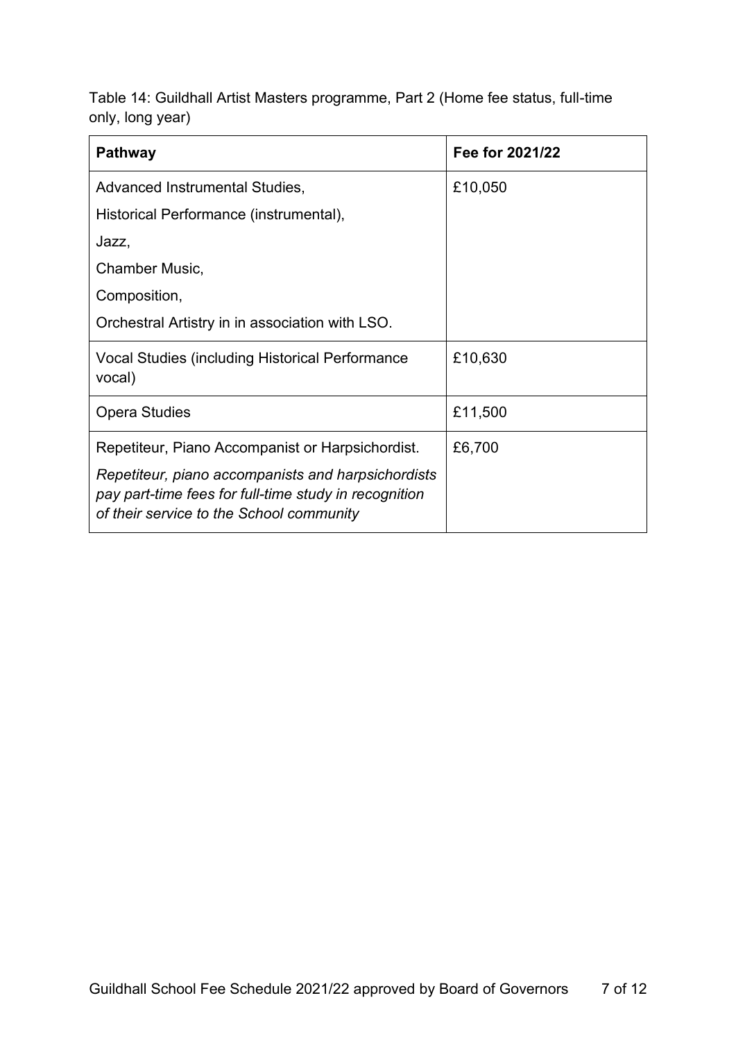Table 14: Guildhall Artist Masters programme, Part 2 (Home fee status, full-time only, long year)

| Pathway | Fee for 2021/22 |
|---|---|
| Advanced Instrumental Studies,<br>Historical Performance (instrumental),<br>Jazz,<br>Chamber Music,<br>Composition,<br>Orchestral Artistry in in association with LSO. | £10,050 |
| Vocal Studies (including Historical Performance vocal) | £10,630 |
| Opera Studies | £11,500 |
| Repetiteur, Piano Accompanist or Harpsichordist.<br>*Repetiteur, piano accompanists and harpsichordists pay part-time fees for full-time study in recognition of their service to the School community* | £6,700 |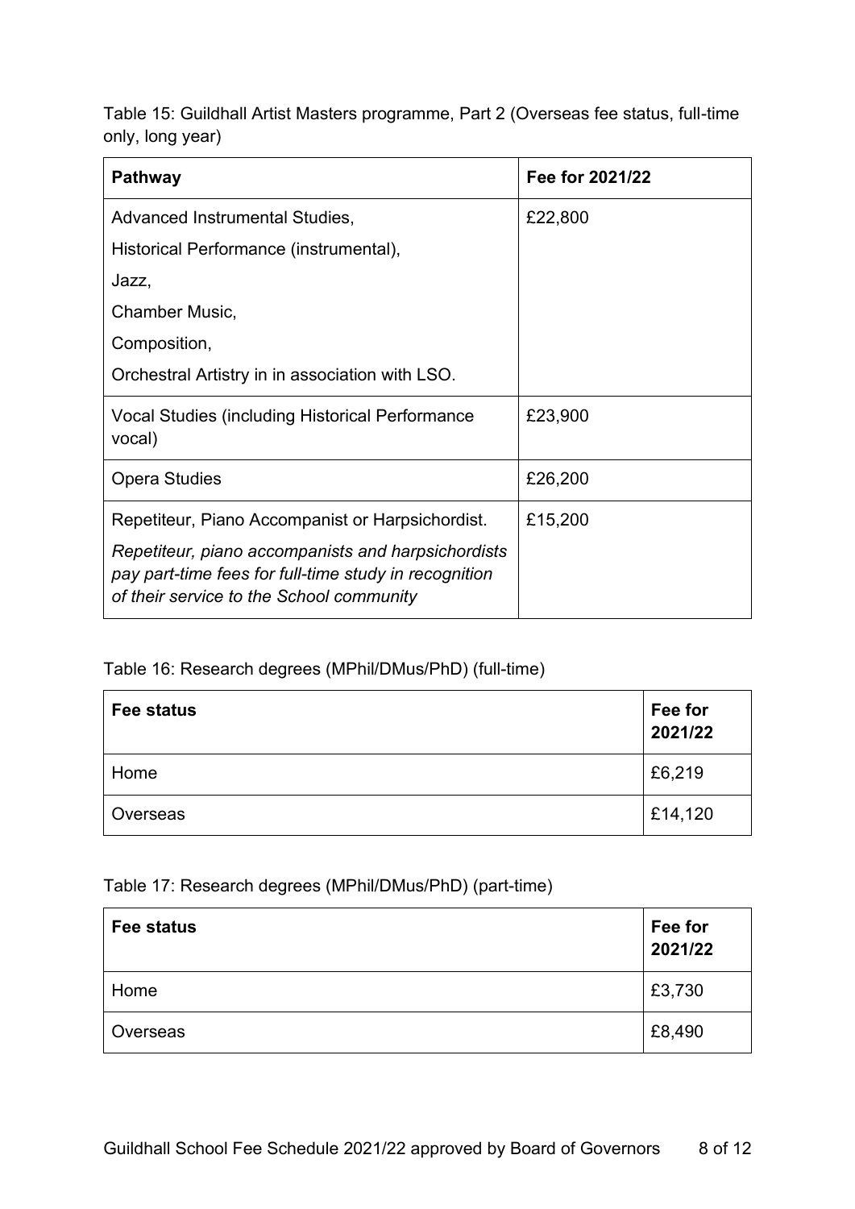Table 15: Guildhall Artist Masters programme, Part 2 (Overseas fee status, full-time only, long year)

| Pathway | Fee for 2021/22 |
| --- | --- |
| Advanced Instrumental Studies,<br>Historical Performance (instrumental),<br>Jazz,<br>Chamber Music,<br>Composition,<br>Orchestral Artistry in in association with LSO. | £22,800 |
| Vocal Studies (including Historical Performance vocal) | £23,900 |
| Opera Studies | £26,200 |
| Repetiteur, Piano Accompanist or Harpsichordist.<br>*Repetiteur, piano accompanists and harpsichordists pay part-time fees for full-time study in recognition of their service to the School community* | £15,200 |

Table 16: Research degrees (MPhil/DMus/PhD) (full-time)

| Fee status | Fee for 2021/22 |
| --- | --- |
| Home | £6,219 |
| Overseas | £14,120 |

Table 17: Research degrees (MPhil/DMus/PhD) (part-time)

| Fee status | Fee for 2021/22 |
| --- | --- |
| Home | £3,730 |
| Overseas | £8,490 |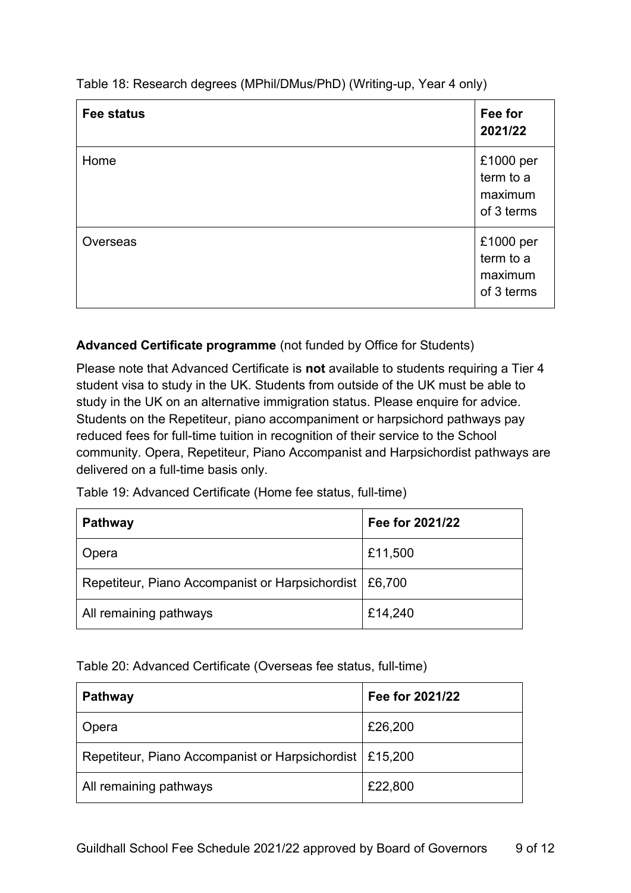Table 18: Research degrees (MPhil/DMus/PhD) (Writing-up, Year 4 only)

| Fee status | Fee for 2021/22 |
| --- | --- |
| Home | £1000 per term to a maximum of 3 terms |
| Overseas | £1000 per term to a maximum of 3 terms |

**Advanced Certificate programme** (not funded by Office for Students)

Please note that Advanced Certificate is **not** available to students requiring a Tier 4 student visa to study in the UK. Students from outside of the UK must be able to study in the UK on an alternative immigration status. Please enquire for advice. Students on the Repetiteur, piano accompaniment or harpsichord pathways pay reduced fees for full-time tuition in recognition of their service to the School community. Opera, Repetiteur, Piano Accompanist and Harpsichordist pathways are delivered on a full-time basis only.

Table 19: Advanced Certificate (Home fee status, full-time)

| Pathway | Fee for 2021/22 |
| --- | --- |
| Opera | £11,500 |
| Repetiteur, Piano Accompanist or Harpsichordist | £6,700 |
| All remaining pathways | £14,240 |

Table 20: Advanced Certificate (Overseas fee status, full-time)

| Pathway | Fee for 2021/22 |
| --- | --- |
| Opera | £26,200 |
| Repetiteur, Piano Accompanist or Harpsichordist | £15,200 |
| All remaining pathways | £22,800 |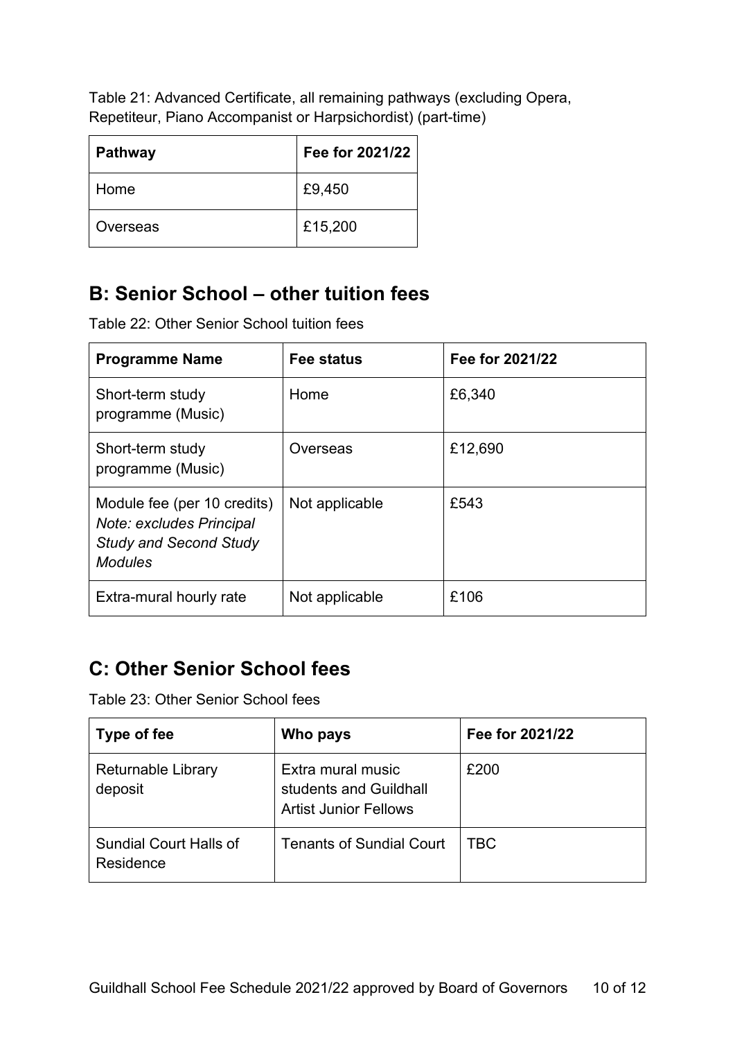Table 21: Advanced Certificate, all remaining pathways (excluding Opera, Repetiteur, Piano Accompanist or Harpsichordist) (part-time)

| Pathway | Fee for 2021/22 |
|---|---|
| Home | £9,450 |
| Overseas | £15,200 |

## B: Senior School – other tuition fees

Table 22: Other Senior School tuition fees

| Programme Name | Fee status | Fee for 2021/22 |
|---|---|---|
| Short-term study programme (Music) | Home | £6,340 |
| Short-term study programme (Music) | Overseas | £12,690 |
| Module fee (per 10 credits) *Note: excludes Principal Study and Second Study Modules* | Not applicable | £543 |
| Extra-mural hourly rate | Not applicable | £106 |

## C: Other Senior School fees

Table 23: Other Senior School fees

| Type of fee | Who pays | Fee for 2021/22 |
|---|---|---|
| Returnable Library deposit | Extra mural music students and Guildhall Artist Junior Fellows | £200 |
| Sundial Court Halls of Residence | Tenants of Sundial Court | TBC |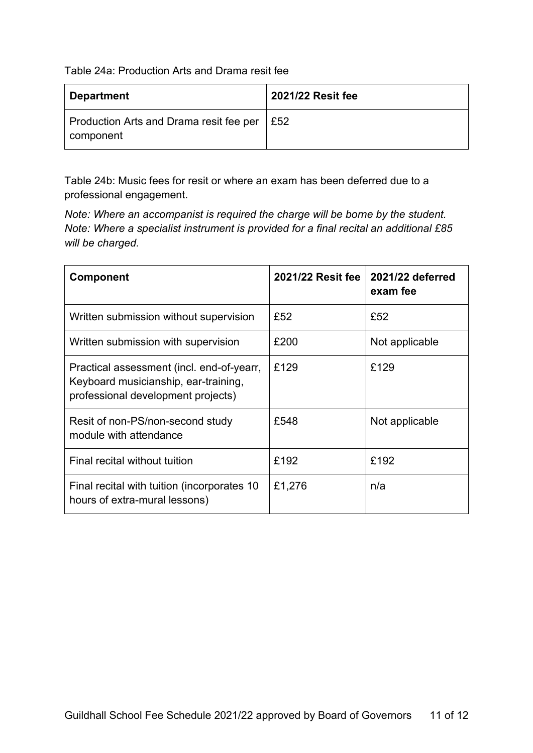Table 24a: Production Arts and Drama resit fee

| Department | 2021/22 Resit fee |
|---|---|
| Production Arts and Drama resit fee per component | £52 |

Table 24b: Music fees for resit or where an exam has been deferred due to a professional engagement.

*Note: Where an accompanist is required the charge will be borne by the student.*
*Note: Where a specialist instrument is provided for a final recital an additional £85 will be charged.*

| Component | 2021/22 Resit fee | 2021/22 deferred exam fee |
|---|---|---|
| Written submission without supervision | £52 | £52 |
| Written submission with supervision | £200 | Not applicable |
| Practical assessment (incl. end-of-yearr, Keyboard musicianship, ear-training, professional development projects) | £129 | £129 |
| Resit of non-PS/non-second study module with attendance | £548 | Not applicable |
| Final recital without tuition | £192 | £192 |
| Final recital with tuition (incorporates 10 hours of extra-mural lessons) | £1,276 | n/a |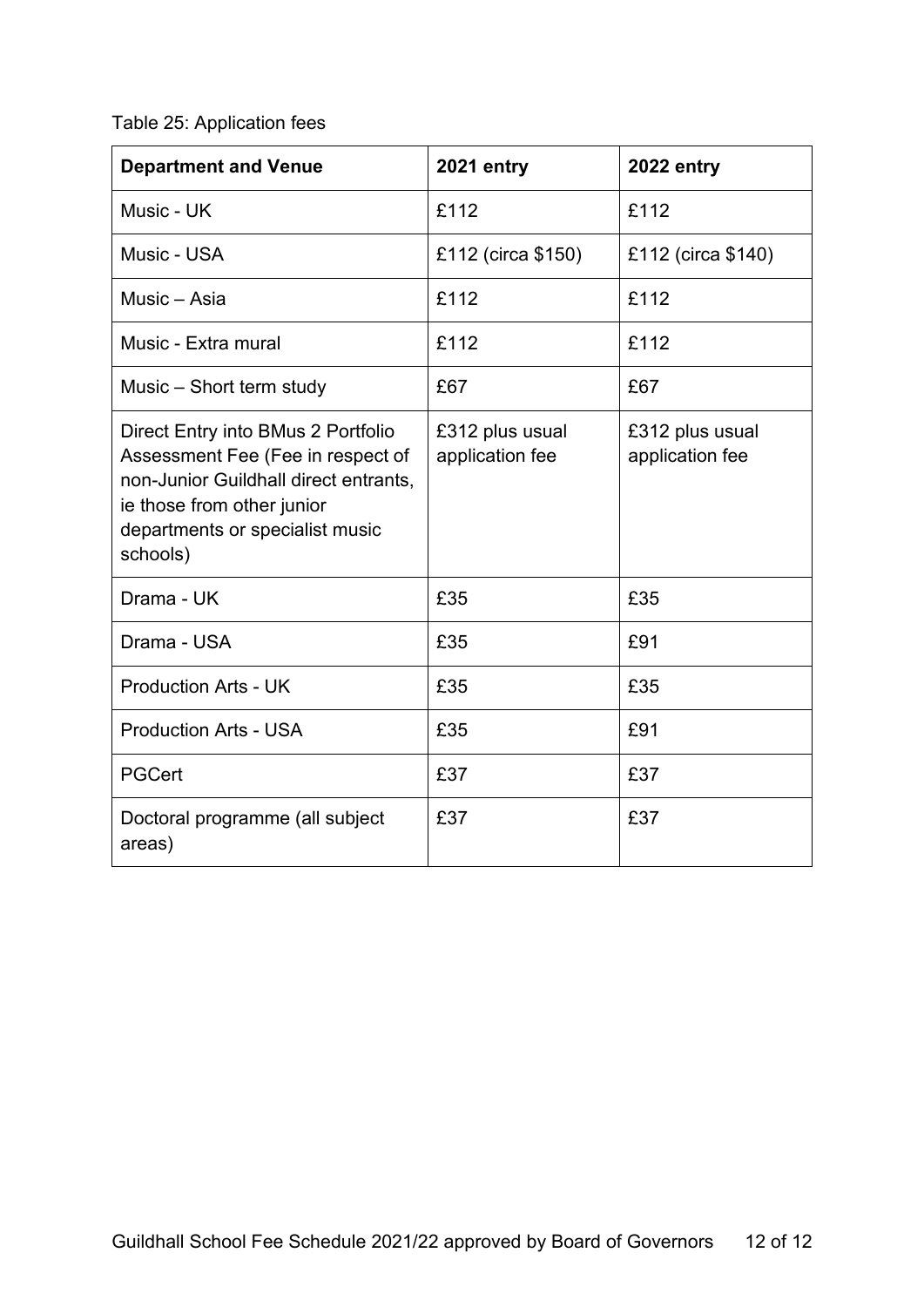Table 25: Application fees

| Department and Venue | 2021 entry | 2022 entry |
| --- | --- | --- |
| Music - UK | £112 | £112 |
| Music - USA | £112 (circa $150) | £112 (circa $140) |
| Music – Asia | £112 | £112 |
| Music - Extra mural | £112 | £112 |
| Music – Short term study | £67 | £67 |
| Direct Entry into BMus 2 Portfolio Assessment Fee (Fee in respect of non-Junior Guildhall direct entrants, ie those from other junior departments or specialist music schools) | £312 plus usual application fee | £312 plus usual application fee |
| Drama - UK | £35 | £35 |
| Drama - USA | £35 | £91 |
| Production Arts - UK | £35 | £35 |
| Production Arts - USA | £35 | £91 |
| PGCert | £37 | £37 |
| Doctoral programme (all subject areas) | £37 | £37 |